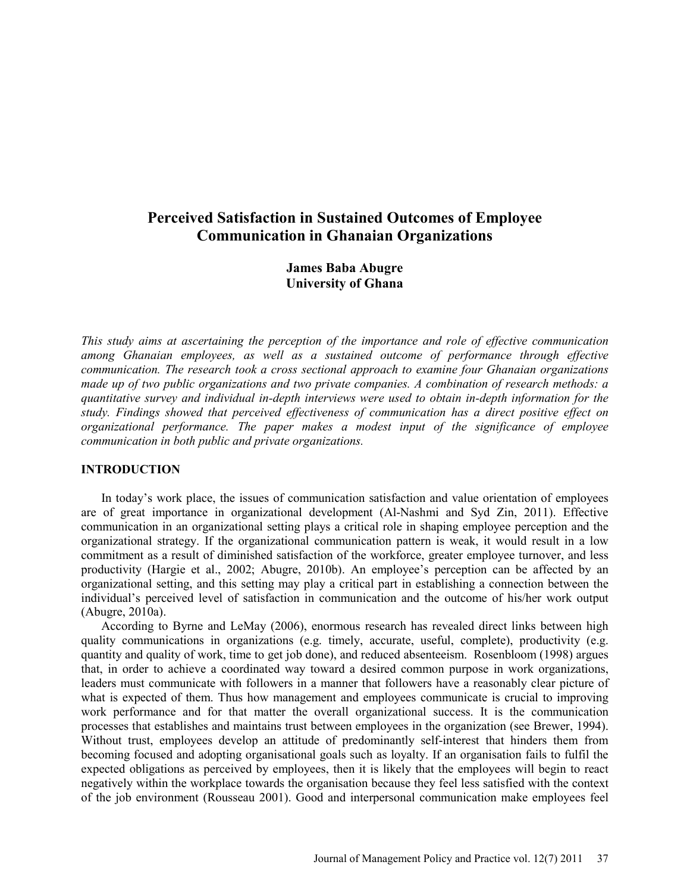# Perceived Satisfaction in Sustained Outcomes of Employee Communication in Ghanaian Organizations

**James Baba Abugre**
**University of Ghana**

*This study aims at ascertaining the perception of the importance and role of effective communication among Ghanaian employees, as well as a sustained outcome of performance through effective communication. The research took a cross sectional approach to examine four Ghanaian organizations made up of two public organizations and two private companies. A combination of research methods: a quantitative survey and individual in-depth interviews were used to obtain in-depth information for the study. Findings showed that perceived effectiveness of communication has a direct positive effect on organizational performance. The paper makes a modest input of the significance of employee communication in both public and private organizations.*

## INTRODUCTION

In today's work place, the issues of communication satisfaction and value orientation of employees are of great importance in organizational development (Al-Nashmi and Syd Zin, 2011). Effective communication in an organizational setting plays a critical role in shaping employee perception and the organizational strategy. If the organizational communication pattern is weak, it would result in a low commitment as a result of diminished satisfaction of the workforce, greater employee turnover, and less productivity (Hargie et al., 2002; Abugre, 2010b). An employee's perception can be affected by an organizational setting, and this setting may play a critical part in establishing a connection between the individual's perceived level of satisfaction in communication and the outcome of his/her work output (Abugre, 2010a).

According to Byrne and LeMay (2006), enormous research has revealed direct links between high quality communications in organizations (e.g. timely, accurate, useful, complete), productivity (e.g. quantity and quality of work, time to get job done), and reduced absenteeism. Rosenbloom (1998) argues that, in order to achieve a coordinated way toward a desired common purpose in work organizations, leaders must communicate with followers in a manner that followers have a reasonably clear picture of what is expected of them. Thus how management and employees communicate is crucial to improving work performance and for that matter the overall organizational success. It is the communication processes that establishes and maintains trust between employees in the organization (see Brewer, 1994). Without trust, employees develop an attitude of predominantly self-interest that hinders them from becoming focused and adopting organisational goals such as loyalty. If an organisation fails to fulfil the expected obligations as perceived by employees, then it is likely that the employees will begin to react negatively within the workplace towards the organisation because they feel less satisfied with the context of the job environment (Rousseau 2001). Good and interpersonal communication make employees feel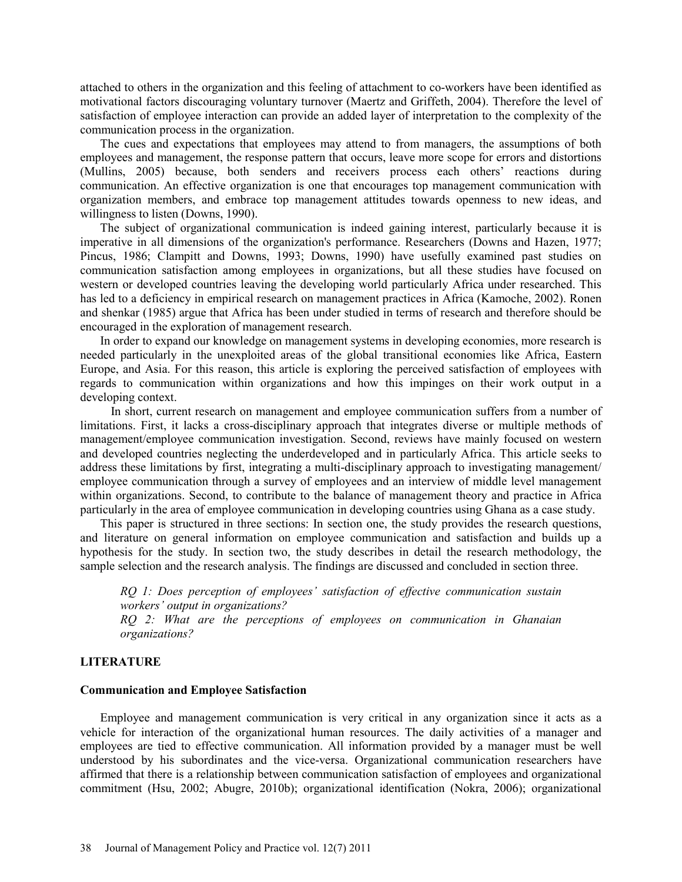attached to others in the organization and this feeling of attachment to co-workers have been identified as motivational factors discouraging voluntary turnover (Maertz and Griffeth, 2004). Therefore the level of satisfaction of employee interaction can provide an added layer of interpretation to the complexity of the communication process in the organization.

The cues and expectations that employees may attend to from managers, the assumptions of both employees and management, the response pattern that occurs, leave more scope for errors and distortions (Mullins, 2005) because, both senders and receivers process each others' reactions during communication. An effective organization is one that encourages top management communication with organization members, and embrace top management attitudes towards openness to new ideas, and willingness to listen (Downs, 1990).

The subject of organizational communication is indeed gaining interest, particularly because it is imperative in all dimensions of the organization's performance. Researchers (Downs and Hazen, 1977; Pincus, 1986; Clampitt and Downs, 1993; Downs, 1990) have usefully examined past studies on communication satisfaction among employees in organizations, but all these studies have focused on western or developed countries leaving the developing world particularly Africa under researched. This has led to a deficiency in empirical research on management practices in Africa (Kamoche, 2002). Ronen and shenkar (1985) argue that Africa has been under studied in terms of research and therefore should be encouraged in the exploration of management research.

In order to expand our knowledge on management systems in developing economies, more research is needed particularly in the unexploited areas of the global transitional economies like Africa, Eastern Europe, and Asia. For this reason, this article is exploring the perceived satisfaction of employees with regards to communication within organizations and how this impinges on their work output in a developing context.

In short, current research on management and employee communication suffers from a number of limitations. First, it lacks a cross-disciplinary approach that integrates diverse or multiple methods of management/employee communication investigation. Second, reviews have mainly focused on western and developed countries neglecting the underdeveloped and in particularly Africa. This article seeks to address these limitations by first, integrating a multi-disciplinary approach to investigating management/ employee communication through a survey of employees and an interview of middle level management within organizations. Second, to contribute to the balance of management theory and practice in Africa particularly in the area of employee communication in developing countries using Ghana as a case study.

This paper is structured in three sections: In section one, the study provides the research questions, and literature on general information on employee communication and satisfaction and builds up a hypothesis for the study. In section two, the study describes in detail the research methodology, the sample selection and the research analysis. The findings are discussed and concluded in section three.

> *RQ 1: Does perception of employees' satisfaction of effective communication sustain workers' output in organizations?*
> *RQ 2: What are the perceptions of employees on communication in Ghanaian organizations?*

## LITERATURE

### Communication and Employee Satisfaction

Employee and management communication is very critical in any organization since it acts as a vehicle for interaction of the organizational human resources. The daily activities of a manager and employees are tied to effective communication. All information provided by a manager must be well understood by his subordinates and the vice-versa. Organizational communication researchers have affirmed that there is a relationship between communication satisfaction of employees and organizational commitment (Hsu, 2002; Abugre, 2010b); organizational identification (Nokra, 2006); organizational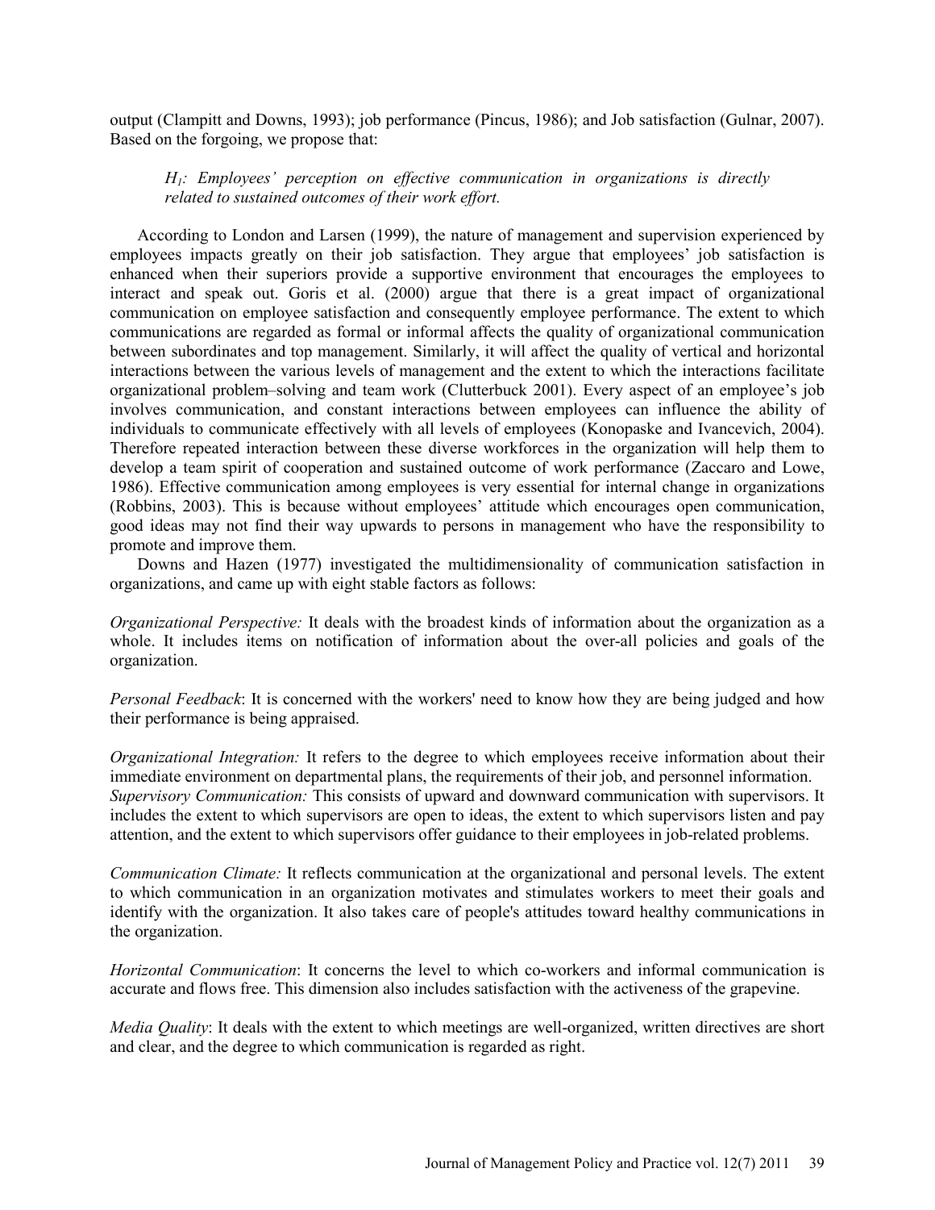output (Clampitt and Downs, 1993); job performance (Pincus, 1986); and Job satisfaction (Gulnar, 2007). Based on the forgoing, we propose that:

> *$H_1$: Employees' perception on effective communication in organizations is directly related to sustained outcomes of their work effort.*

According to London and Larsen (1999), the nature of management and supervision experienced by employees impacts greatly on their job satisfaction. They argue that employees' job satisfaction is enhanced when their superiors provide a supportive environment that encourages the employees to interact and speak out. Goris et al. (2000) argue that there is a great impact of organizational communication on employee satisfaction and consequently employee performance. The extent to which communications are regarded as formal or informal affects the quality of organizational communication between subordinates and top management. Similarly, it will affect the quality of vertical and horizontal interactions between the various levels of management and the extent to which the interactions facilitate organizational problem–solving and team work (Clutterbuck 2001). Every aspect of an employee's job involves communication, and constant interactions between employees can influence the ability of individuals to communicate effectively with all levels of employees (Konopaske and Ivancevich, 2004). Therefore repeated interaction between these diverse workforces in the organization will help them to develop a team spirit of cooperation and sustained outcome of work performance (Zaccaro and Lowe, 1986). Effective communication among employees is very essential for internal change in organizations (Robbins, 2003). This is because without employees' attitude which encourages open communication, good ideas may not find their way upwards to persons in management who have the responsibility to promote and improve them.

Downs and Hazen (1977) investigated the multidimensionality of communication satisfaction in organizations, and came up with eight stable factors as follows:

*Organizational Perspective:* It deals with the broadest kinds of information about the organization as a whole. It includes items on notification of information about the over-all policies and goals of the organization.

*Personal Feedback*: It is concerned with the workers' need to know how they are being judged and how their performance is being appraised.

*Organizational Integration:* It refers to the degree to which employees receive information about their immediate environment on departmental plans, the requirements of their job, and personnel information.

*Supervisory Communication:* This consists of upward and downward communication with supervisors. It includes the extent to which supervisors are open to ideas, the extent to which supervisors listen and pay attention, and the extent to which supervisors offer guidance to their employees in job-related problems.

*Communication Climate:* It reflects communication at the organizational and personal levels. The extent to which communication in an organization motivates and stimulates workers to meet their goals and identify with the organization. It also takes care of people's attitudes toward healthy communications in the organization.

*Horizontal Communication*: It concerns the level to which co-workers and informal communication is accurate and flows free. This dimension also includes satisfaction with the activeness of the grapevine.

*Media Quality*: It deals with the extent to which meetings are well-organized, written directives are short and clear, and the degree to which communication is regarded as right.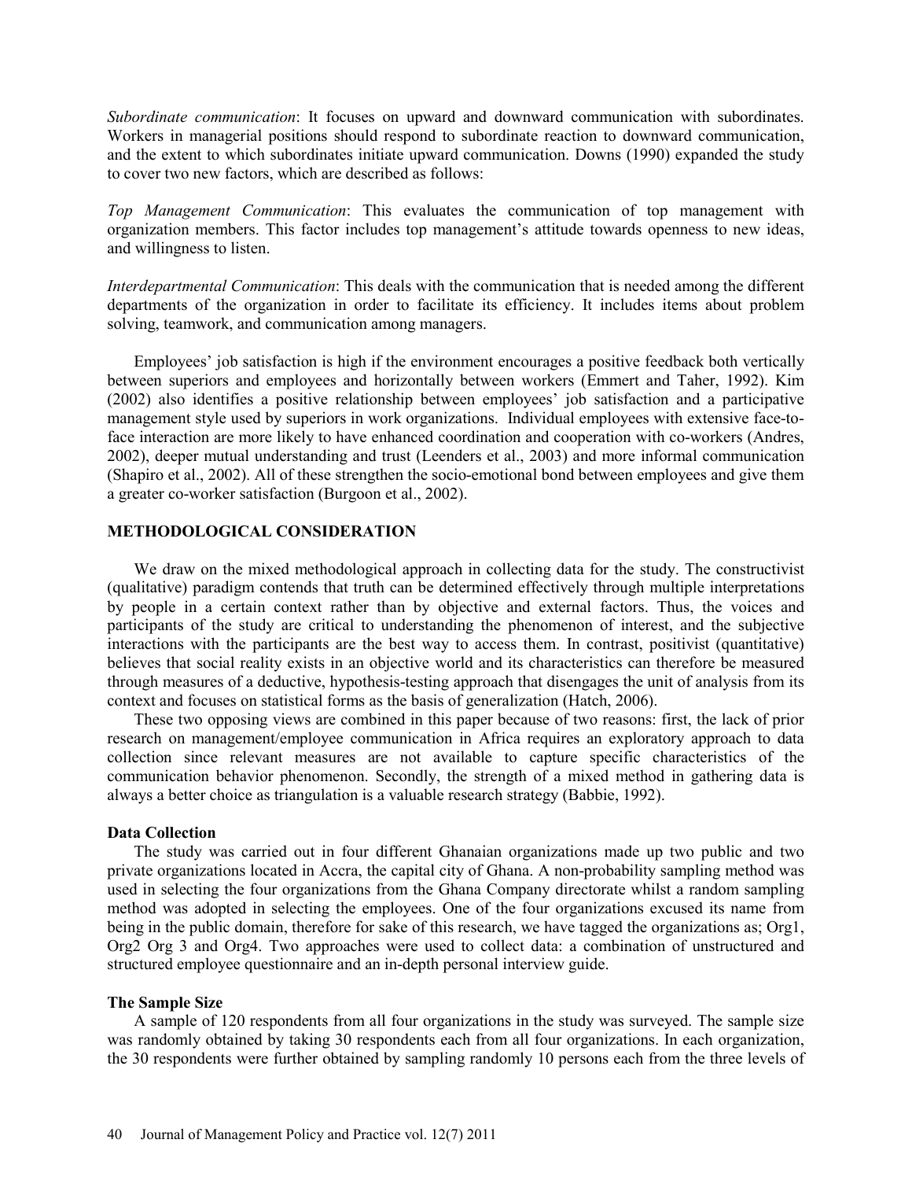*Subordinate communication*: It focuses on upward and downward communication with subordinates. Workers in managerial positions should respond to subordinate reaction to downward communication, and the extent to which subordinates initiate upward communication. Downs (1990) expanded the study to cover two new factors, which are described as follows:

*Top Management Communication*: This evaluates the communication of top management with organization members. This factor includes top management's attitude towards openness to new ideas, and willingness to listen.

*Interdepartmental Communication*: This deals with the communication that is needed among the different departments of the organization in order to facilitate its efficiency. It includes items about problem solving, teamwork, and communication among managers.

Employees' job satisfaction is high if the environment encourages a positive feedback both vertically between superiors and employees and horizontally between workers (Emmert and Taher, 1992). Kim (2002) also identifies a positive relationship between employees' job satisfaction and a participative management style used by superiors in work organizations. Individual employees with extensive face-to-face interaction are more likely to have enhanced coordination and cooperation with co-workers (Andres, 2002), deeper mutual understanding and trust (Leenders et al., 2003) and more informal communication (Shapiro et al., 2002). All of these strengthen the socio-emotional bond between employees and give them a greater co-worker satisfaction (Burgoon et al., 2002).

## METHODOLOGICAL CONSIDERATION

We draw on the mixed methodological approach in collecting data for the study. The constructivist (qualitative) paradigm contends that truth can be determined effectively through multiple interpretations by people in a certain context rather than by objective and external factors. Thus, the voices and participants of the study are critical to understanding the phenomenon of interest, and the subjective interactions with the participants are the best way to access them. In contrast, positivist (quantitative) believes that social reality exists in an objective world and its characteristics can therefore be measured through measures of a deductive, hypothesis-testing approach that disengages the unit of analysis from its context and focuses on statistical forms as the basis of generalization (Hatch, 2006).

These two opposing views are combined in this paper because of two reasons: first, the lack of prior research on management/employee communication in Africa requires an exploratory approach to data collection since relevant measures are not available to capture specific characteristics of the communication behavior phenomenon. Secondly, the strength of a mixed method in gathering data is always a better choice as triangulation is a valuable research strategy (Babbie, 1992).

### Data Collection

The study was carried out in four different Ghanaian organizations made up two public and two private organizations located in Accra, the capital city of Ghana. A non-probability sampling method was used in selecting the four organizations from the Ghana Company directorate whilst a random sampling method was adopted in selecting the employees. One of the four organizations excused its name from being in the public domain, therefore for sake of this research, we have tagged the organizations as; Org1, Org2 Org 3 and Org4. Two approaches were used to collect data: a combination of unstructured and structured employee questionnaire and an in-depth personal interview guide.

### The Sample Size

A sample of 120 respondents from all four organizations in the study was surveyed. The sample size was randomly obtained by taking 30 respondents each from all four organizations. In each organization, the 30 respondents were further obtained by sampling randomly 10 persons each from the three levels of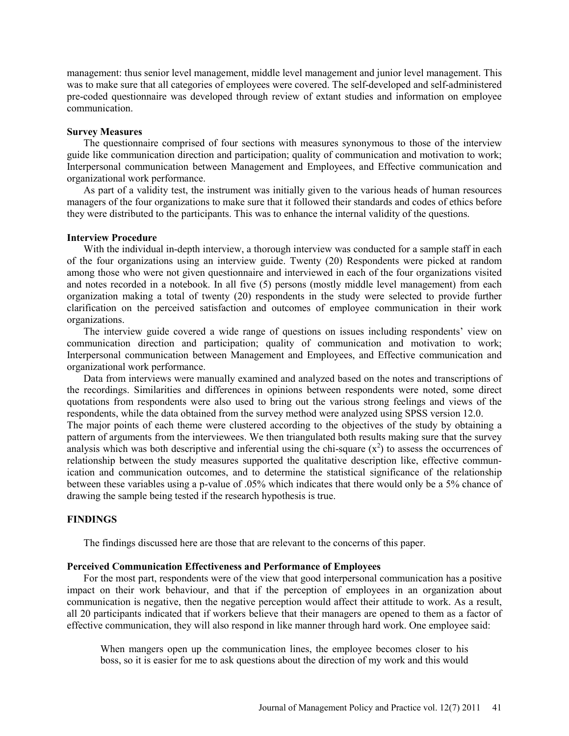management: thus senior level management, middle level management and junior level management. This was to make sure that all categories of employees were covered. The self-developed and self-administered pre-coded questionnaire was developed through review of extant studies and information on employee communication.

### Survey Measures

The questionnaire comprised of four sections with measures synonymous to those of the interview guide like communication direction and participation; quality of communication and motivation to work; Interpersonal communication between Management and Employees, and Effective communication and organizational work performance.

As part of a validity test, the instrument was initially given to the various heads of human resources managers of the four organizations to make sure that it followed their standards and codes of ethics before they were distributed to the participants. This was to enhance the internal validity of the questions.

### Interview Procedure

With the individual in-depth interview, a thorough interview was conducted for a sample staff in each of the four organizations using an interview guide. Twenty (20) Respondents were picked at random among those who were not given questionnaire and interviewed in each of the four organizations visited and notes recorded in a notebook. In all five (5) persons (mostly middle level management) from each organization making a total of twenty (20) respondents in the study were selected to provide further clarification on the perceived satisfaction and outcomes of employee communication in their work organizations.

The interview guide covered a wide range of questions on issues including respondents' view on communication direction and participation; quality of communication and motivation to work; Interpersonal communication between Management and Employees, and Effective communication and organizational work performance.

Data from interviews were manually examined and analyzed based on the notes and transcriptions of the recordings. Similarities and differences in opinions between respondents were noted, some direct quotations from respondents were also used to bring out the various strong feelings and views of the respondents, while the data obtained from the survey method were analyzed using SPSS version 12.0.

The major points of each theme were clustered according to the objectives of the study by obtaining a pattern of arguments from the interviewees. We then triangulated both results making sure that the survey analysis which was both descriptive and inferential using the chi-square ($x^2$) to assess the occurrences of relationship between the study measures supported the qualitative description like, effective communication and communication outcomes, and to determine the statistical significance of the relationship between these variables using a p-value of .05% which indicates that there would only be a 5% chance of drawing the sample being tested if the research hypothesis is true.

## FINDINGS

The findings discussed here are those that are relevant to the concerns of this paper.

### Perceived Communication Effectiveness and Performance of Employees

For the most part, respondents were of the view that good interpersonal communication has a positive impact on their work behaviour, and that if the perception of employees in an organization about communication is negative, then the negative perception would affect their attitude to work. As a result, all 20 participants indicated that if workers believe that their managers are opened to them as a factor of effective communication, they will also respond in like manner through hard work. One employee said:

> When mangers open up the communication lines, the employee becomes closer to his boss, so it is easier for me to ask questions about the direction of my work and this would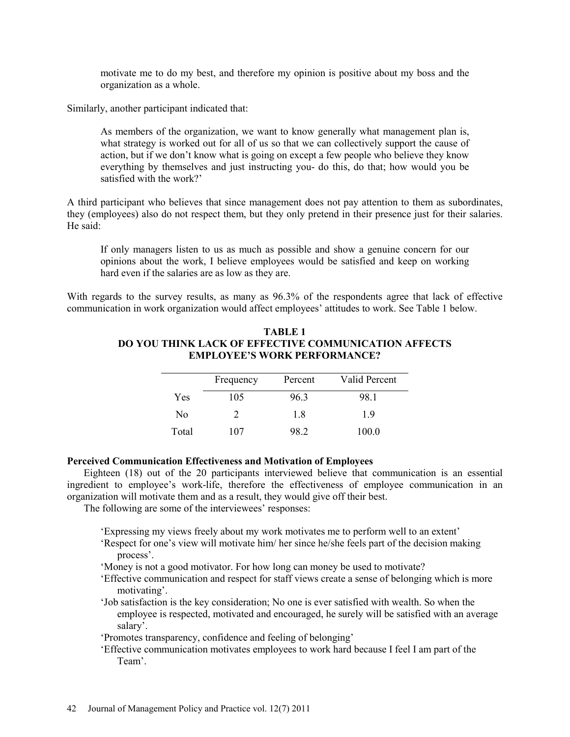> motivate me to do my best, and therefore my opinion is positive about my boss and the organization as a whole.

Similarly, another participant indicated that:

> As members of the organization, we want to know generally what management plan is, what strategy is worked out for all of us so that we can collectively support the cause of action, but if we don't know what is going on except a few people who believe they know everything by themselves and just instructing you- do this, do that; how would you be satisfied with the work?'

A third participant who believes that since management does not pay attention to them as subordinates, they (employees) also do not respect them, but they only pretend in their presence just for their salaries. He said:

> If only managers listen to us as much as possible and show a genuine concern for our opinions about the work, I believe employees would be satisfied and keep on working hard even if the salaries are as low as they are.

With regards to the survey results, as many as 96.3% of the respondents agree that lack of effective communication in work organization would affect employees' attitudes to work. See Table 1 below.

**TABLE 1**
**DO YOU THINK LACK OF EFFECTIVE COMMUNICATION AFFECTS EMPLOYEE'S WORK PERFORMANCE?**

| | Frequency | Percent | Valid Percent |
|---|---|---|---|
| Yes | 105 | 96.3 | 98.1 |
| No | 2 | 1.8 | 1.9 |
| Total | 107 | 98.2 | 100.0 |

**Perceived Communication Effectiveness and Motivation of Employees**

Eighteen (18) out of the 20 participants interviewed believe that communication is an essential ingredient to employee's work-life, therefore the effectiveness of employee communication in an organization will motivate them and as a result, they would give off their best.

The following are some of the interviewees' responses:

- 'Expressing my views freely about my work motivates me to perform well to an extent'
- 'Respect for one's view will motivate him/ her since he/she feels part of the decision making process'.
- 'Money is not a good motivator. For how long can money be used to motivate?
- 'Effective communication and respect for staff views create a sense of belonging which is more motivating'.
- 'Job satisfaction is the key consideration; No one is ever satisfied with wealth. So when the employee is respected, motivated and encouraged, he surely will be satisfied with an average salary'.
- 'Promotes transparency, confidence and feeling of belonging'
- 'Effective communication motivates employees to work hard because I feel I am part of the Team'.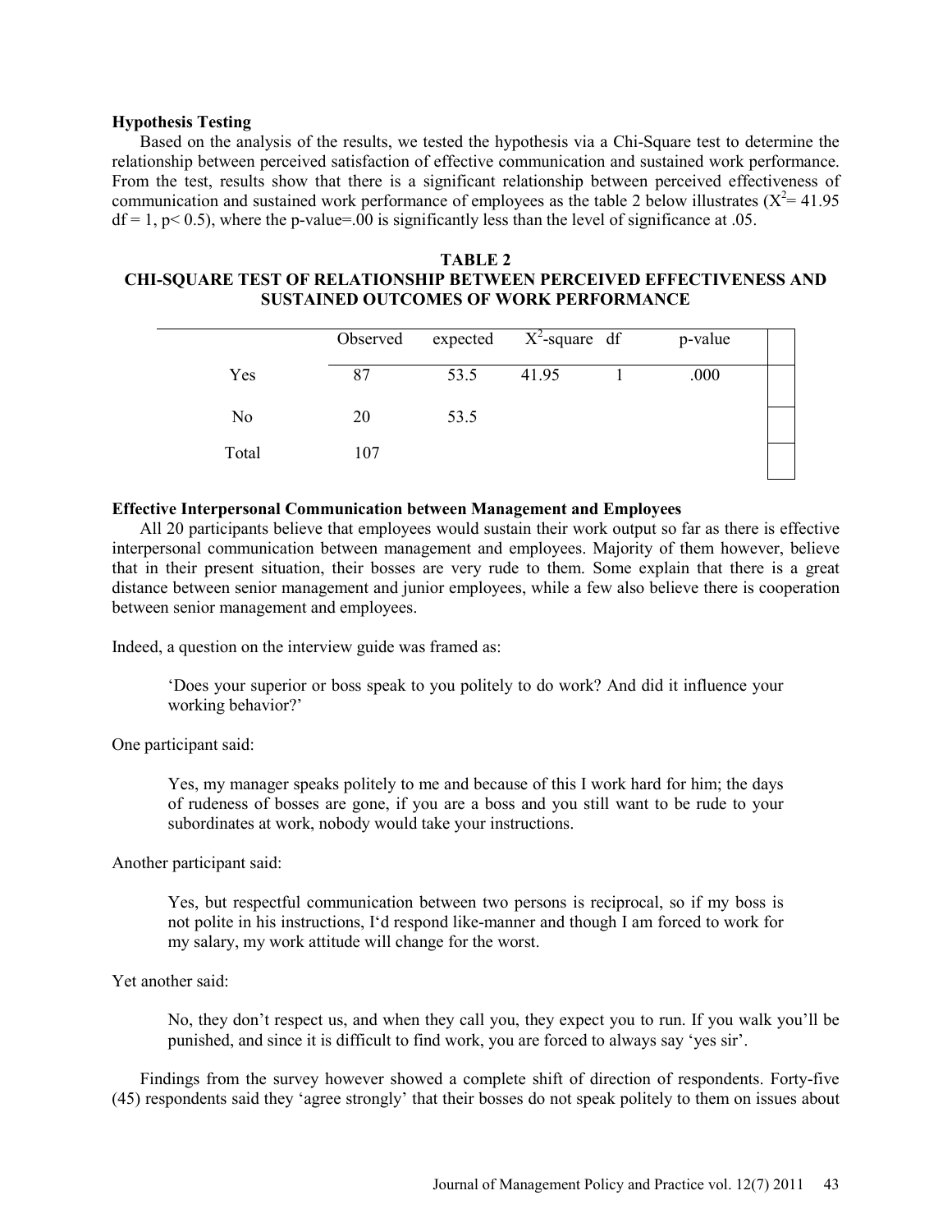**Hypothesis Testing**

Based on the analysis of the results, we tested the hypothesis via a Chi-Square test to determine the relationship between perceived satisfaction of effective communication and sustained work performance. From the test, results show that there is a significant relationship between perceived effectiveness of communication and sustained work performance of employees as the table 2 below illustrates ($X^2$= 41.95 df = 1, p< 0.5), where the p-value=.00 is significantly less than the level of significance at .05.

**TABLE 2**
**CHI-SQUARE TEST OF RELATIONSHIP BETWEEN PERCEIVED EFFECTIVENESS AND SUSTAINED OUTCOMES OF WORK PERFORMANCE**

| | Observed | expected | $X^2$-square | df | p-value |
|---|---|---|---|---|---|
| Yes | 87 | 53.5 | 41.95 | 1 | .000 |
| No | 20 | 53.5 | | | |
| Total | 107 | | | | |

**Effective Interpersonal Communication between Management and Employees**

All 20 participants believe that employees would sustain their work output so far as there is effective interpersonal communication between management and employees. Majority of them however, believe that in their present situation, their bosses are very rude to them. Some explain that there is a great distance between senior management and junior employees, while a few also believe there is cooperation between senior management and employees.

Indeed, a question on the interview guide was framed as:

> 'Does your superior or boss speak to you politely to do work? And did it influence your working behavior?'

One participant said:

> Yes, my manager speaks politely to me and because of this I work hard for him; the days of rudeness of bosses are gone, if you are a boss and you still want to be rude to your subordinates at work, nobody would take your instructions.

Another participant said:

> Yes, but respectful communication between two persons is reciprocal, so if my boss is not polite in his instructions, I'd respond like-manner and though I am forced to work for my salary, my work attitude will change for the worst.

Yet another said:

> No, they don't respect us, and when they call you, they expect you to run. If you walk you'll be punished, and since it is difficult to find work, you are forced to always say 'yes sir'.

Findings from the survey however showed a complete shift of direction of respondents. Forty-five (45) respondents said they 'agree strongly' that their bosses do not speak politely to them on issues about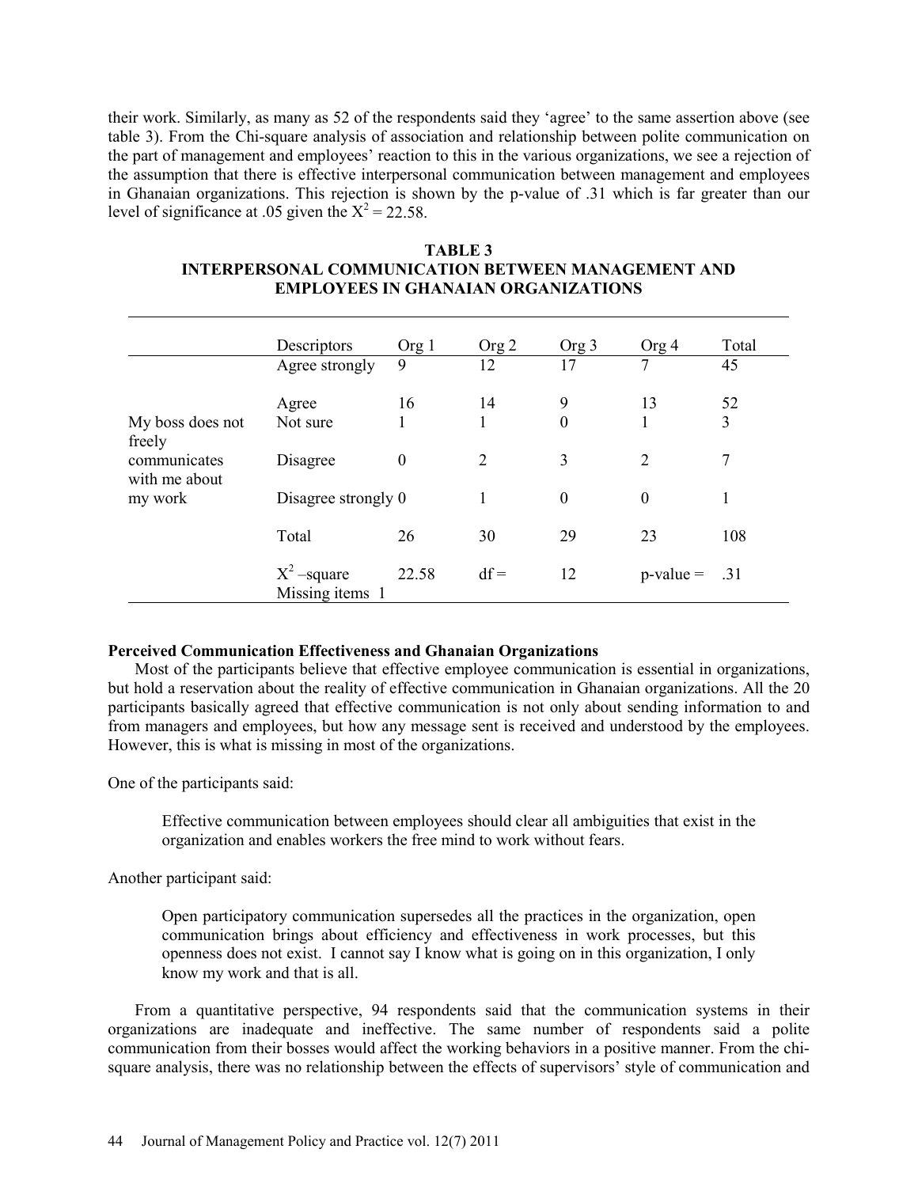their work. Similarly, as many as 52 of the respondents said they 'agree' to the same assertion above (see table 3). From the Chi-square analysis of association and relationship between polite communication on the part of management and employees' reaction to this in the various organizations, we see a rejection of the assumption that there is effective interpersonal communication between management and employees in Ghanaian organizations. This rejection is shown by the p-value of .31 which is far greater than our level of significance at .05 given the $X^2 = 22.58$.

**TABLE 3**
**INTERPERSONAL COMMUNICATION BETWEEN MANAGEMENT AND EMPLOYEES IN GHANAIAN ORGANIZATIONS**

| | Descriptors | Org 1 | Org 2 | Org 3 | Org 4 | Total |
|---|---|---|---|---|---|---|
| My boss does not freely communicates with me about my work | Agree strongly | 9 | 12 | 17 | 7 | 45 |
| | Agree | 16 | 14 | 9 | 13 | 52 |
| | Not sure | 1 | 1 | 0 | 1 | 3 |
| | Disagree | 0 | 2 | 3 | 2 | 7 |
| | Disagree strongly | 0 | 1 | 0 | 0 | 1 |
| | Total | 26 | 30 | 29 | 23 | 108 |
| | $X^2$ –square Missing items 1 | 22.58 | df = | 12 | p-value = | .31 |

### Perceived Communication Effectiveness and Ghanaian Organizations

Most of the participants believe that effective employee communication is essential in organizations, but hold a reservation about the reality of effective communication in Ghanaian organizations. All the 20 participants basically agreed that effective communication is not only about sending information to and from managers and employees, but how any message sent is received and understood by the employees. However, this is what is missing in most of the organizations.

One of the participants said:

> Effective communication between employees should clear all ambiguities that exist in the organization and enables workers the free mind to work without fears.

Another participant said:

> Open participatory communication supersedes all the practices in the organization, open communication brings about efficiency and effectiveness in work processes, but this openness does not exist. I cannot say I know what is going on in this organization, I only know my work and that is all.

From a quantitative perspective, 94 respondents said that the communication systems in their organizations are inadequate and ineffective. The same number of respondents said a polite communication from their bosses would affect the working behaviors in a positive manner. From the chi-square analysis, there was no relationship between the effects of supervisors' style of communication and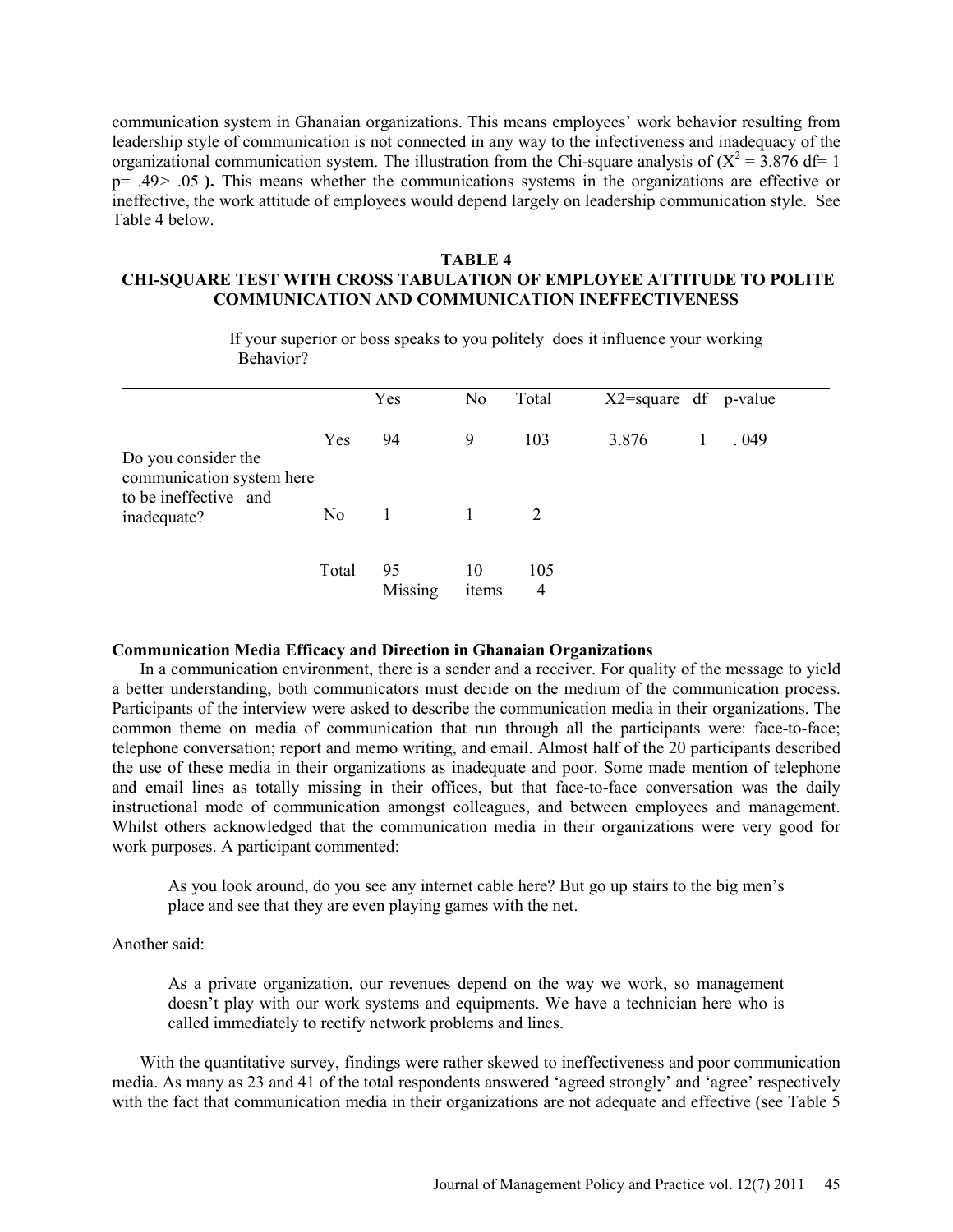communication system in Ghanaian organizations. This means employees' work behavior resulting from leadership style of communication is not connected in any way to the infectiveness and inadequacy of the organizational communication system. The illustration from the Chi-square analysis of ($X^2$ = 3.876 df= 1 p= .49> .05 **).** This means whether the communications systems in the organizations are effective or ineffective, the work attitude of employees would depend largely on leadership communication style. See Table 4 below.

**TABLE 4**
**CHI-SQUARE TEST WITH CROSS TABULATION OF EMPLOYEE ATTITUDE TO POLITE COMMUNICATION AND COMMUNICATION INEFFECTIVENESS**

| | | If your superior or boss speaks to you politely does it influence your working Behavior? | | | | | |
|---|---|---|---|---|---|---|---|
| | | Yes | No | Total | X2=square | df | p-value |
| Do you consider the communication system here to be ineffective and inadequate? | Yes | 94 | 9 | 103 | 3.876 | 1 | . 049 |
| | No | 1 | 1 | 2 | | | |
| | Total | 95 Missing | 10 items | 105 4 | | | |

### Communication Media Efficacy and Direction in Ghanaian Organizations

In a communication environment, there is a sender and a receiver. For quality of the message to yield a better understanding, both communicators must decide on the medium of the communication process. Participants of the interview were asked to describe the communication media in their organizations. The common theme on media of communication that run through all the participants were: face-to-face; telephone conversation; report and memo writing, and email. Almost half of the 20 participants described the use of these media in their organizations as inadequate and poor. Some made mention of telephone and email lines as totally missing in their offices, but that face-to-face conversation was the daily instructional mode of communication amongst colleagues, and between employees and management. Whilst others acknowledged that the communication media in their organizations were very good for work purposes. A participant commented:

> As you look around, do you see any internet cable here? But go up stairs to the big men's place and see that they are even playing games with the net.

Another said:

> As a private organization, our revenues depend on the way we work, so management doesn't play with our work systems and equipments. We have a technician here who is called immediately to rectify network problems and lines.

With the quantitative survey, findings were rather skewed to ineffectiveness and poor communication media. As many as 23 and 41 of the total respondents answered 'agreed strongly' and 'agree' respectively with the fact that communication media in their organizations are not adequate and effective (see Table 5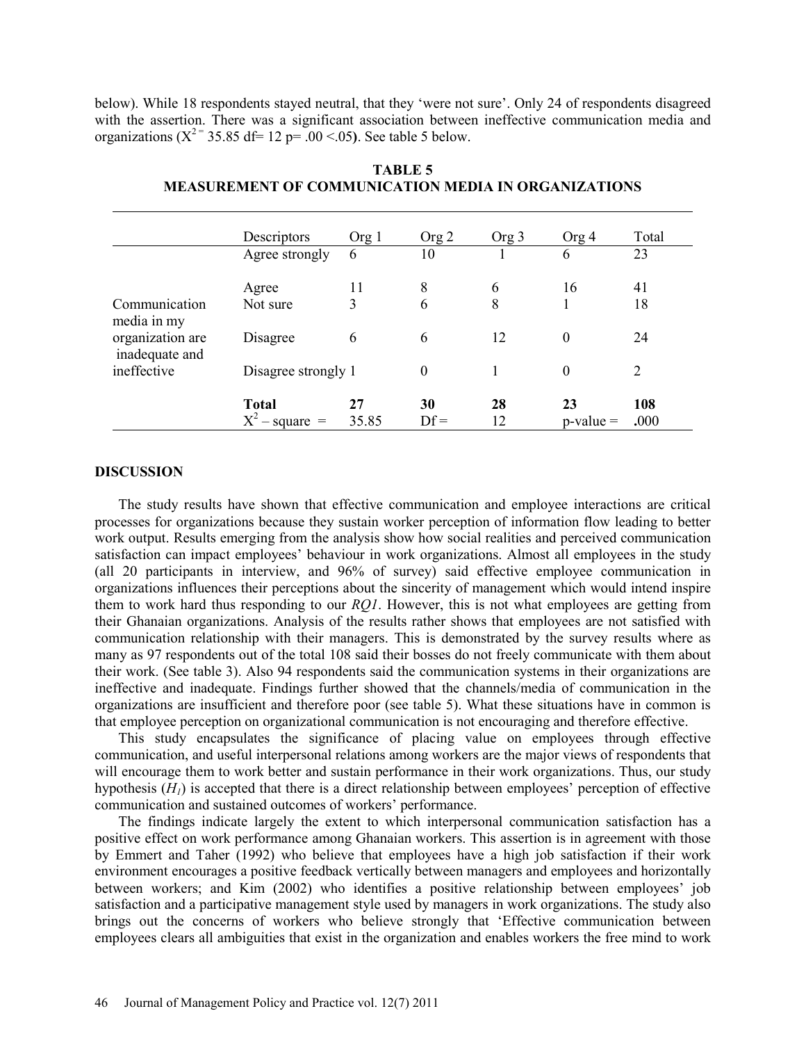below). While 18 respondents stayed neutral, that they 'were not sure'. Only 24 of respondents disagreed with the assertion. There was a significant association between ineffective communication media and organizations ($X^2 = 35.85$ df= 12 p= .00 <.05**)**. See table 5 below.

**TABLE 5**
**MEASUREMENT OF COMMUNICATION MEDIA IN ORGANIZATIONS**

| | Descriptors | Org 1 | Org 2 | Org 3 | Org 4 | Total |
|---|---|---|---|---|---|---|
| Communication media in my organization are inadequate and ineffective | Agree strongly | 6 | 10 | 1 | 6 | 23 |
| | Agree | 11 | 8 | 6 | 16 | 41 |
| | Not sure | 3 | 6 | 8 | 1 | 18 |
| | Disagree | 6 | 6 | 12 | 0 | 24 |
| | Disagree strongly | 1 | 0 | 1 | 0 | 2 |
| | **Total** | **27** | **30** | **28** | **23** | **108** |
| | $X^2$ – square = | 35.85 | Df = | 12 | p-value = | **.000** |

## DISCUSSION

The study results have shown that effective communication and employee interactions are critical processes for organizations because they sustain worker perception of information flow leading to better work output. Results emerging from the analysis show how social realities and perceived communication satisfaction can impact employees' behaviour in work organizations. Almost all employees in the study (all 20 participants in interview, and 96% of survey) said effective employee communication in organizations influences their perceptions about the sincerity of management which would intend inspire them to work hard thus responding to our *RQ1*. However, this is not what employees are getting from their Ghanaian organizations. Analysis of the results rather shows that employees are not satisfied with communication relationship with their managers. This is demonstrated by the survey results where as many as 97 respondents out of the total 108 said their bosses do not freely communicate with them about their work. (See table 3). Also 94 respondents said the communication systems in their organizations are ineffective and inadequate. Findings further showed that the channels/media of communication in the organizations are insufficient and therefore poor (see table 5). What these situations have in common is that employee perception on organizational communication is not encouraging and therefore effective.

This study encapsulates the significance of placing value on employees through effective communication, and useful interpersonal relations among workers are the major views of respondents that will encourage them to work better and sustain performance in their work organizations. Thus, our study hypothesis ($H_1$) is accepted that there is a direct relationship between employees' perception of effective communication and sustained outcomes of workers' performance.

The findings indicate largely the extent to which interpersonal communication satisfaction has a positive effect on work performance among Ghanaian workers. This assertion is in agreement with those by Emmert and Taher (1992) who believe that employees have a high job satisfaction if their work environment encourages a positive feedback vertically between managers and employees and horizontally between workers; and Kim (2002) who identifies a positive relationship between employees' job satisfaction and a participative management style used by managers in work organizations. The study also brings out the concerns of workers who believe strongly that 'Effective communication between employees clears all ambiguities that exist in the organization and enables workers the free mind to work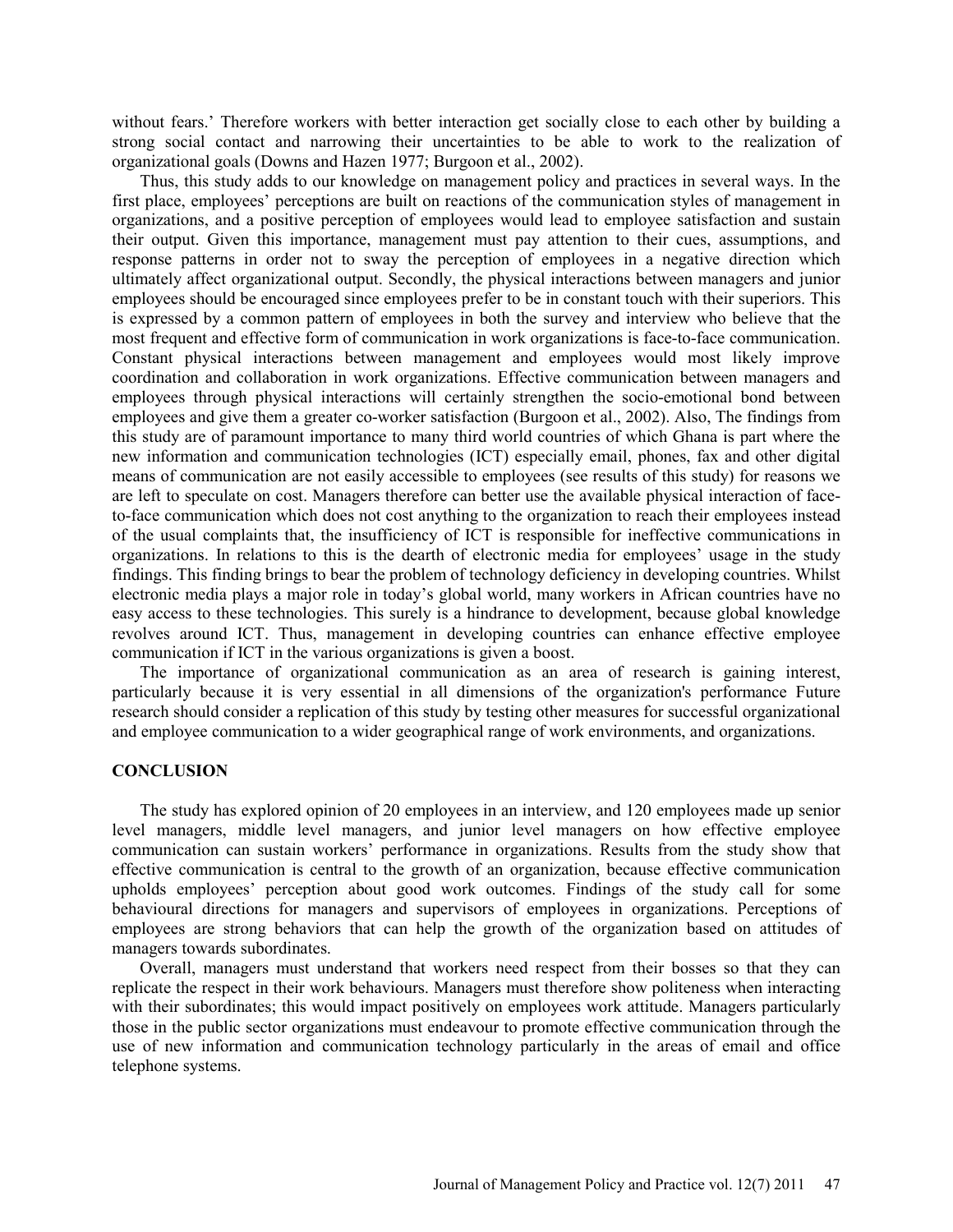without fears.' Therefore workers with better interaction get socially close to each other by building a strong social contact and narrowing their uncertainties to be able to work to the realization of organizational goals (Downs and Hazen 1977; Burgoon et al., 2002).

Thus, this study adds to our knowledge on management policy and practices in several ways. In the first place, employees' perceptions are built on reactions of the communication styles of management in organizations, and a positive perception of employees would lead to employee satisfaction and sustain their output. Given this importance, management must pay attention to their cues, assumptions, and response patterns in order not to sway the perception of employees in a negative direction which ultimately affect organizational output. Secondly, the physical interactions between managers and junior employees should be encouraged since employees prefer to be in constant touch with their superiors. This is expressed by a common pattern of employees in both the survey and interview who believe that the most frequent and effective form of communication in work organizations is face-to-face communication. Constant physical interactions between management and employees would most likely improve coordination and collaboration in work organizations. Effective communication between managers and employees through physical interactions will certainly strengthen the socio-emotional bond between employees and give them a greater co-worker satisfaction (Burgoon et al., 2002). Also, The findings from this study are of paramount importance to many third world countries of which Ghana is part where the new information and communication technologies (ICT) especially email, phones, fax and other digital means of communication are not easily accessible to employees (see results of this study) for reasons we are left to speculate on cost. Managers therefore can better use the available physical interaction of face-to-face communication which does not cost anything to the organization to reach their employees instead of the usual complaints that, the insufficiency of ICT is responsible for ineffective communications in organizations. In relations to this is the dearth of electronic media for employees' usage in the study findings. This finding brings to bear the problem of technology deficiency in developing countries. Whilst electronic media plays a major role in today's global world, many workers in African countries have no easy access to these technologies. This surely is a hindrance to development, because global knowledge revolves around ICT. Thus, management in developing countries can enhance effective employee communication if ICT in the various organizations is given a boost.

The importance of organizational communication as an area of research is gaining interest, particularly because it is very essential in all dimensions of the organization's performance Future research should consider a replication of this study by testing other measures for successful organizational and employee communication to a wider geographical range of work environments, and organizations.

## CONCLUSION

The study has explored opinion of 20 employees in an interview, and 120 employees made up senior level managers, middle level managers, and junior level managers on how effective employee communication can sustain workers' performance in organizations. Results from the study show that effective communication is central to the growth of an organization, because effective communication upholds employees' perception about good work outcomes. Findings of the study call for some behavioural directions for managers and supervisors of employees in organizations. Perceptions of employees are strong behaviors that can help the growth of the organization based on attitudes of managers towards subordinates.

Overall, managers must understand that workers need respect from their bosses so that they can replicate the respect in their work behaviours. Managers must therefore show politeness when interacting with their subordinates; this would impact positively on employees work attitude. Managers particularly those in the public sector organizations must endeavour to promote effective communication through the use of new information and communication technology particularly in the areas of email and office telephone systems.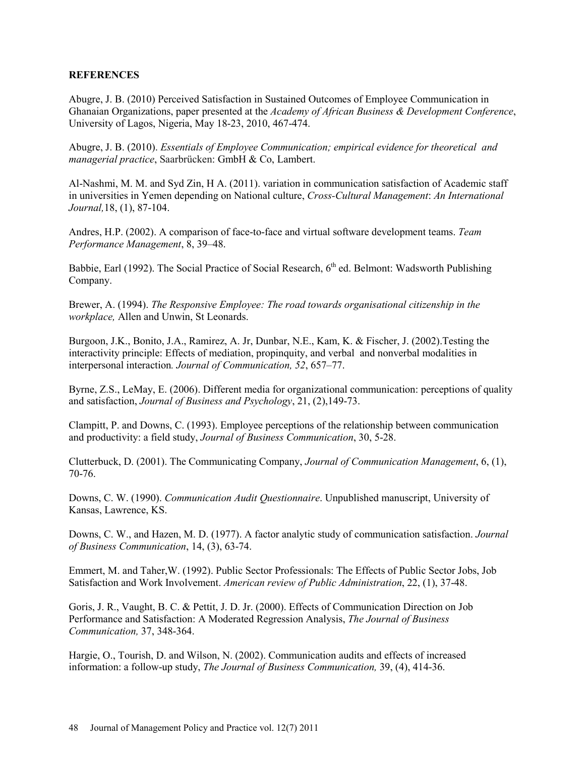**REFERENCES**

Abugre, J. B. (2010) Perceived Satisfaction in Sustained Outcomes of Employee Communication in Ghanaian Organizations, paper presented at the *Academy of African Business & Development Conference*, University of Lagos, Nigeria, May 18-23, 2010, 467-474.

Abugre, J. B. (2010). *Essentials of Employee Communication; empirical evidence for theoretical and managerial practice*, Saarbrücken: GmbH & Co, Lambert.

Al-Nashmi, M. M. and Syd Zin, H A. (2011). variation in communication satisfaction of Academic staff in universities in Yemen depending on National culture, *Cross-Cultural Management*: *An International Journal,*18, (1), 87-104.

Andres, H.P. (2002). A comparison of face-to-face and virtual software development teams. *Team Performance Management*, 8, 39–48.

Babbie, Earl (1992). The Social Practice of Social Research, 6th ed. Belmont: Wadsworth Publishing Company.

Brewer, A. (1994). *The Responsive Employee: The road towards organisational citizenship in the workplace,* Allen and Unwin, St Leonards.

Burgoon, J.K., Bonito, J.A., Ramirez, A. Jr, Dunbar, N.E., Kam, K. & Fischer, J. (2002).Testing the interactivity principle: Effects of mediation, propinquity, and verbal and nonverbal modalities in interpersonal interaction*. Journal of Communication, 52*, 657–77.

Byrne, Z.S., LeMay, E. (2006). Different media for organizational communication: perceptions of quality and satisfaction, *Journal of Business and Psychology*, 21, (2),149-73.

Clampitt, P. and Downs, C. (1993). Employee perceptions of the relationship between communication and productivity: a field study, *Journal of Business Communication*, 30, 5-28.

Clutterbuck, D. (2001). The Communicating Company, *Journal of Communication Management*, 6, (1), 70-76.

Downs, C. W. (1990). *Communication Audit Questionnaire*. Unpublished manuscript, University of Kansas, Lawrence, KS.

Downs, C. W., and Hazen, M. D. (1977). A factor analytic study of communication satisfaction. *Journal of Business Communication*, 14, (3), 63-74.

Emmert, M. and Taher,W. (1992). Public Sector Professionals: The Effects of Public Sector Jobs, Job Satisfaction and Work Involvement. *American review of Public Administration*, 22, (1), 37-48.

Goris, J. R., Vaught, B. C. & Pettit, J. D. Jr. (2000). Effects of Communication Direction on Job Performance and Satisfaction: A Moderated Regression Analysis, *The Journal of Business Communication,* 37, 348-364.

Hargie, O., Tourish, D. and Wilson, N. (2002). Communication audits and effects of increased information: a follow-up study, *The Journal of Business Communication,* 39, (4), 414-36.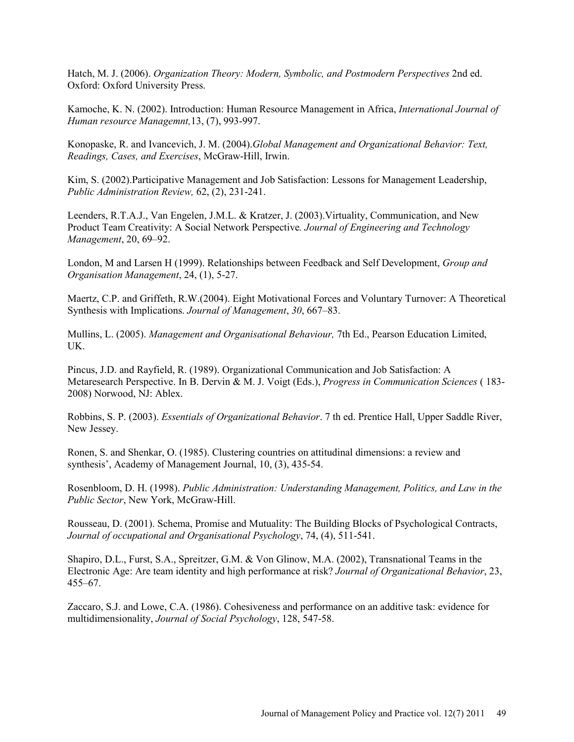Hatch, M. J. (2006). *Organization Theory: Modern, Symbolic, and Postmodern Perspectives* 2nd ed. Oxford: Oxford University Press.

Kamoche, K. N. (2002). Introduction: Human Resource Management in Africa, *International Journal of Human resource Managemnt,*13, (7), 993-997.

Konopaske, R. and Ivancevich, J. M. (2004).*Global Management and Organizational Behavior: Text, Readings, Cases, and Exercises*, McGraw-Hill, Irwin.

Kim, S. (2002).Participative Management and Job Satisfaction: Lessons for Management Leadership, *Public Administration Review,* 62, (2), 231-241.

Leenders, R.T.A.J., Van Engelen, J.M.L. & Kratzer, J. (2003).Virtuality, Communication, and New Product Team Creativity: A Social Network Perspective*. Journal of Engineering and Technology Management*, 20, 69–92.

London, M and Larsen H (1999). Relationships between Feedback and Self Development, *Group and Organisation Management*, 24, (1), 5-27.

Maertz, C.P. and Griffeth, R.W.(2004). Eight Motivational Forces and Voluntary Turnover: A Theoretical Synthesis with Implications. *Journal of Management*, *30*, 667–83.

Mullins, L. (2005). *Management and Organisational Behaviour,* 7th Ed., Pearson Education Limited, UK.

Pincus, J.D. and Rayfield, R. (1989). Organizational Communication and Job Satisfaction: A Metaresearch Perspective. In B. Dervin & M. J. Voigt (Eds.), *Progress in Communication Sciences* ( 183-2008) Norwood, NJ: Ablex.

Robbins, S. P. (2003). *Essentials of Organizational Behavior*. 7 th ed. Prentice Hall, Upper Saddle River, New Jessey.

Ronen, S. and Shenkar, O. (1985). Clustering countries on attitudinal dimensions: a review and synthesis', Academy of Management Journal, 10, (3), 435-54.

Rosenbloom, D. H. (1998). *Public Administration: Understanding Management, Politics, and Law in the Public Sector*, New York, McGraw-Hill.

Rousseau, D. (2001). Schema, Promise and Mutuality: The Building Blocks of Psychological Contracts, *Journal of occupational and Organisational Psychology*, 74, (4), 511-541.

Shapiro, D.L., Furst, S.A., Spreitzer, G.M. & Von Glinow, M.A. (2002), Transnational Teams in the Electronic Age: Are team identity and high performance at risk? *Journal of Organizational Behavior*, 23, 455–67.

Zaccaro, S.J. and Lowe, C.A. (1986). Cohesiveness and performance on an additive task: evidence for multidimensionality, *Journal of Social Psychology*, 128, 547-58.